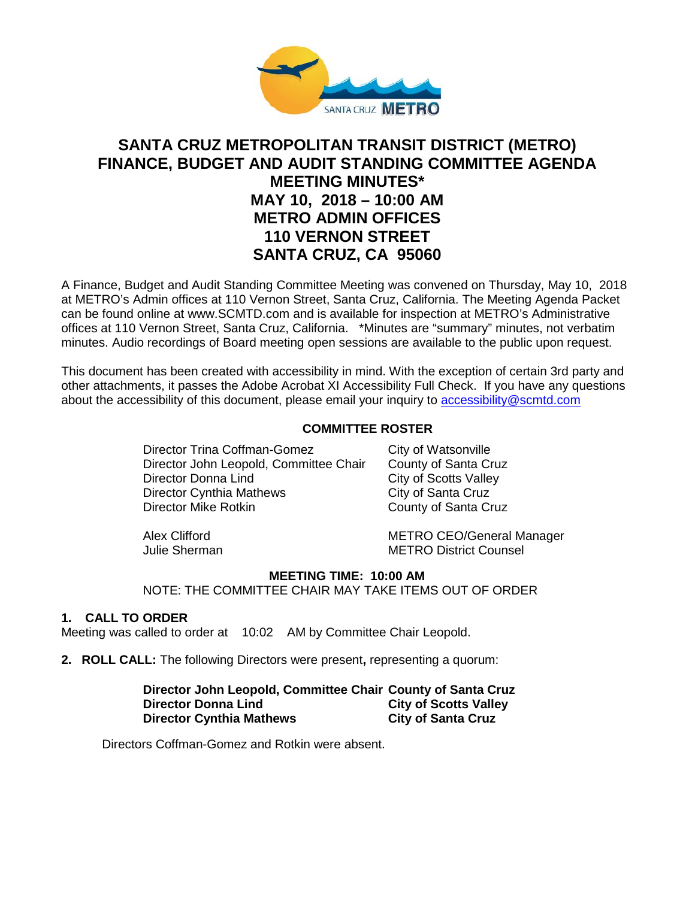# SANTA CRUZ METROPOLITAN TRANSIT DISTRICT (METRO)
# FINANCE, BUDGET AND AUDIT STANDING COMMITTEE AGENDA
# MEETING MINUTES*
# MAY 10, 2018 – 10:00 AM
# METRO ADMIN OFFICES
# 110 VERNON STREET
# SANTA CRUZ, CA 95060

A Finance, Budget and Audit Standing Committee Meeting was convened on Thursday, May 10, 2018 at METRO's Admin offices at 110 Vernon Street, Santa Cruz, California. The Meeting Agenda Packet can be found online at www.SCMTD.com and is available for inspection at METRO's Administrative offices at 110 Vernon Street, Santa Cruz, California. *Minutes are "summary" minutes, not verbatim minutes. Audio recordings of Board meeting open sessions are available to the public upon request.

This document has been created with accessibility in mind. With the exception of certain 3rd party and other attachments, it passes the Adobe Acrobat XI Accessibility Full Check. If you have any questions about the accessibility of this document, please email your inquiry to accessibility@scmtd.com

**COMMITTEE ROSTER**

| | |
|---|---|
| Director Trina Coffman-Gomez | City of Watsonville |
| Director John Leopold, Committee Chair | County of Santa Cruz |
| Director Donna Lind | City of Scotts Valley |
| Director Cynthia Mathews | City of Santa Cruz |
| Director Mike Rotkin | County of Santa Cruz |
| | |
| Alex Clifford | METRO CEO/General Manager |
| Julie Sherman | METRO District Counsel |

**MEETING TIME: 10:00 AM**

NOTE: THE COMMITTEE CHAIR MAY TAKE ITEMS OUT OF ORDER

**1. CALL TO ORDER**

Meeting was called to order at 10:02 AM by Committee Chair Leopold.

**2. ROLL CALL:** The following Directors were present**,** representing a quorum:

| | |
|---|---|
| **Director John Leopold, Committee Chair** | **County of Santa Cruz** |
| **Director Donna Lind** | **City of Scotts Valley** |
| **Director Cynthia Mathews** | **City of Santa Cruz** |

Directors Coffman-Gomez and Rotkin were absent.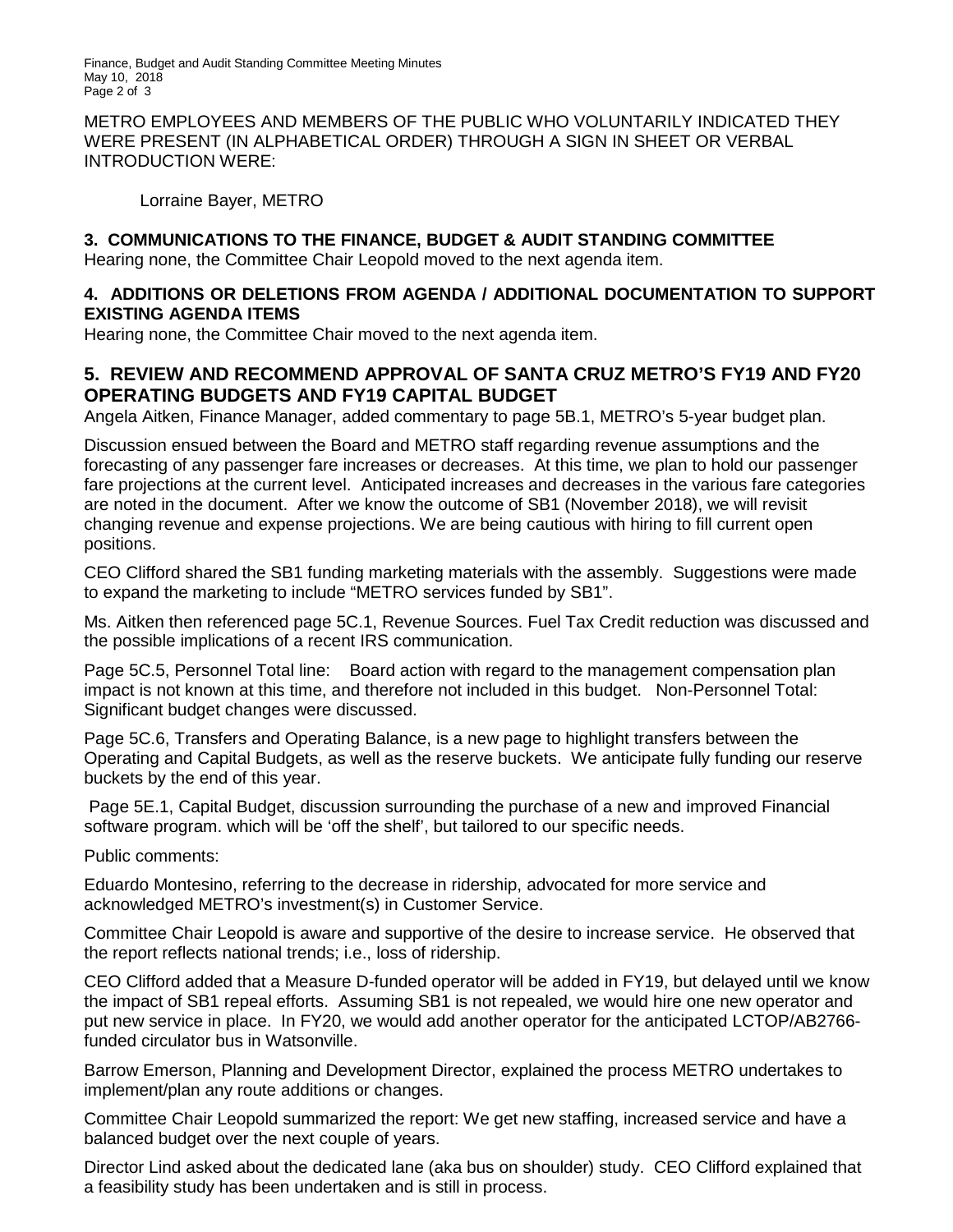METRO EMPLOYEES AND MEMBERS OF THE PUBLIC WHO VOLUNTARILY INDICATED THEY WERE PRESENT (IN ALPHABETICAL ORDER) THROUGH A SIGN IN SHEET OR VERBAL INTRODUCTION WERE:

Lorraine Bayer, METRO

**3. COMMUNICATIONS TO THE FINANCE, BUDGET & AUDIT STANDING COMMITTEE**

Hearing none, the Committee Chair Leopold moved to the next agenda item.

**4. ADDITIONS OR DELETIONS FROM AGENDA / ADDITIONAL DOCUMENTATION TO SUPPORT EXISTING AGENDA ITEMS**

Hearing none, the Committee Chair moved to the next agenda item.

## 5. REVIEW AND RECOMMEND APPROVAL OF SANTA CRUZ METRO'S FY19 AND FY20 OPERATING BUDGETS AND FY19 CAPITAL BUDGET

Angela Aitken, Finance Manager, added commentary to page 5B.1, METRO's 5-year budget plan.

Discussion ensued between the Board and METRO staff regarding revenue assumptions and the forecasting of any passenger fare increases or decreases. At this time, we plan to hold our passenger fare projections at the current level. Anticipated increases and decreases in the various fare categories are noted in the document. After we know the outcome of SB1 (November 2018), we will revisit changing revenue and expense projections. We are being cautious with hiring to fill current open positions.

CEO Clifford shared the SB1 funding marketing materials with the assembly. Suggestions were made to expand the marketing to include "METRO services funded by SB1".

Ms. Aitken then referenced page 5C.1, Revenue Sources. Fuel Tax Credit reduction was discussed and the possible implications of a recent IRS communication.

Page 5C.5, Personnel Total line: Board action with regard to the management compensation plan impact is not known at this time, and therefore not included in this budget. Non-Personnel Total: Significant budget changes were discussed.

Page 5C.6, Transfers and Operating Balance, is a new page to highlight transfers between the Operating and Capital Budgets, as well as the reserve buckets. We anticipate fully funding our reserve buckets by the end of this year.

Page 5E.1, Capital Budget, discussion surrounding the purchase of a new and improved Financial software program. which will be 'off the shelf', but tailored to our specific needs.

Public comments:

Eduardo Montesino, referring to the decrease in ridership, advocated for more service and acknowledged METRO's investment(s) in Customer Service.

Committee Chair Leopold is aware and supportive of the desire to increase service. He observed that the report reflects national trends; i.e., loss of ridership.

CEO Clifford added that a Measure D-funded operator will be added in FY19, but delayed until we know the impact of SB1 repeal efforts. Assuming SB1 is not repealed, we would hire one new operator and put new service in place. In FY20, we would add another operator for the anticipated LCTOP/AB2766-funded circulator bus in Watsonville.

Barrow Emerson, Planning and Development Director, explained the process METRO undertakes to implement/plan any route additions or changes.

Committee Chair Leopold summarized the report: We get new staffing, increased service and have a balanced budget over the next couple of years.

Director Lind asked about the dedicated lane (aka bus on shoulder) study. CEO Clifford explained that a feasibility study has been undertaken and is still in process.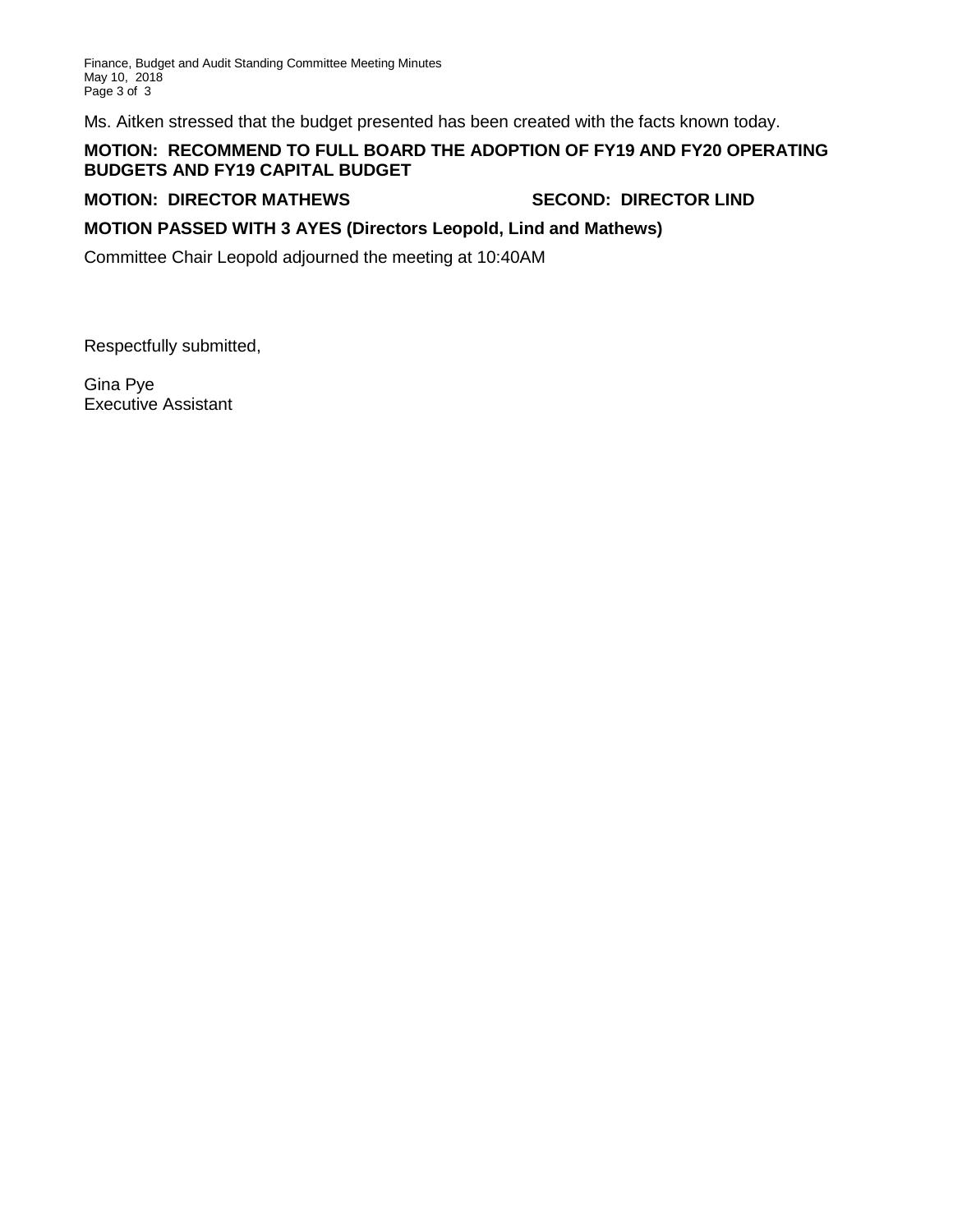Ms. Aitken stressed that the budget presented has been created with the facts known today.

**MOTION: RECOMMEND TO FULL BOARD THE ADOPTION OF FY19 AND FY20 OPERATING BUDGETS AND FY19 CAPITAL BUDGET**

**MOTION: DIRECTOR MATHEWS SECOND: DIRECTOR LIND**

**MOTION PASSED WITH 3 AYES (Directors Leopold, Lind and Mathews)**

Committee Chair Leopold adjourned the meeting at 10:40AM

Respectfully submitted,

Gina Pye
Executive Assistant